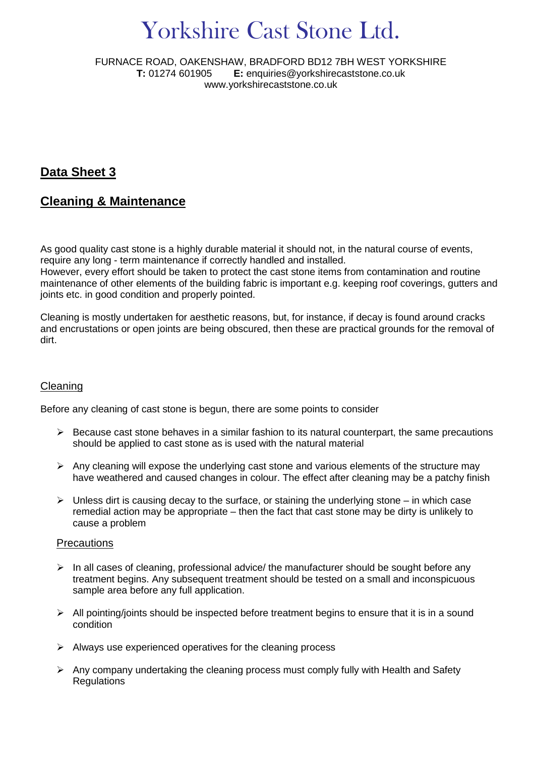# Yorkshire Cast Stone Ltd.

FURNACE ROAD, OAKENSHAW, BRADFORD BD12 7BH WEST YORKSHIRE
**T:** 01274 601905 **E:** enquiries@yorkshirecaststone.co.uk
www.yorkshirecaststone.co.uk

## Data Sheet 3

## Cleaning & Maintenance

As good quality cast stone is a highly durable material it should not, in the natural course of events, require any long - term maintenance if correctly handled and installed.
However, every effort should be taken to protect the cast stone items from contamination and routine maintenance of other elements of the building fabric is important e.g. keeping roof coverings, gutters and joints etc. in good condition and properly pointed.

Cleaning is mostly undertaken for aesthetic reasons, but, for instance, if decay is found around cracks and encrustations or open joints are being obscured, then these are practical grounds for the removal of dirt.

### Cleaning

Before any cleaning of cast stone is begun, there are some points to consider

- Because cast stone behaves in a similar fashion to its natural counterpart, the same precautions should be applied to cast stone as is used with the natural material
- Any cleaning will expose the underlying cast stone and various elements of the structure may have weathered and caused changes in colour. The effect after cleaning may be a patchy finish
- Unless dirt is causing decay to the surface, or staining the underlying stone – in which case remedial action may be appropriate – then the fact that cast stone may be dirty is unlikely to cause a problem

#### Precautions

- In all cases of cleaning, professional advice/ the manufacturer should be sought before any treatment begins. Any subsequent treatment should be tested on a small and inconspicuous sample area before any full application.
- All pointing/joints should be inspected before treatment begins to ensure that it is in a sound condition
- Always use experienced operatives for the cleaning process
- Any company undertaking the cleaning process must comply fully with Health and Safety Regulations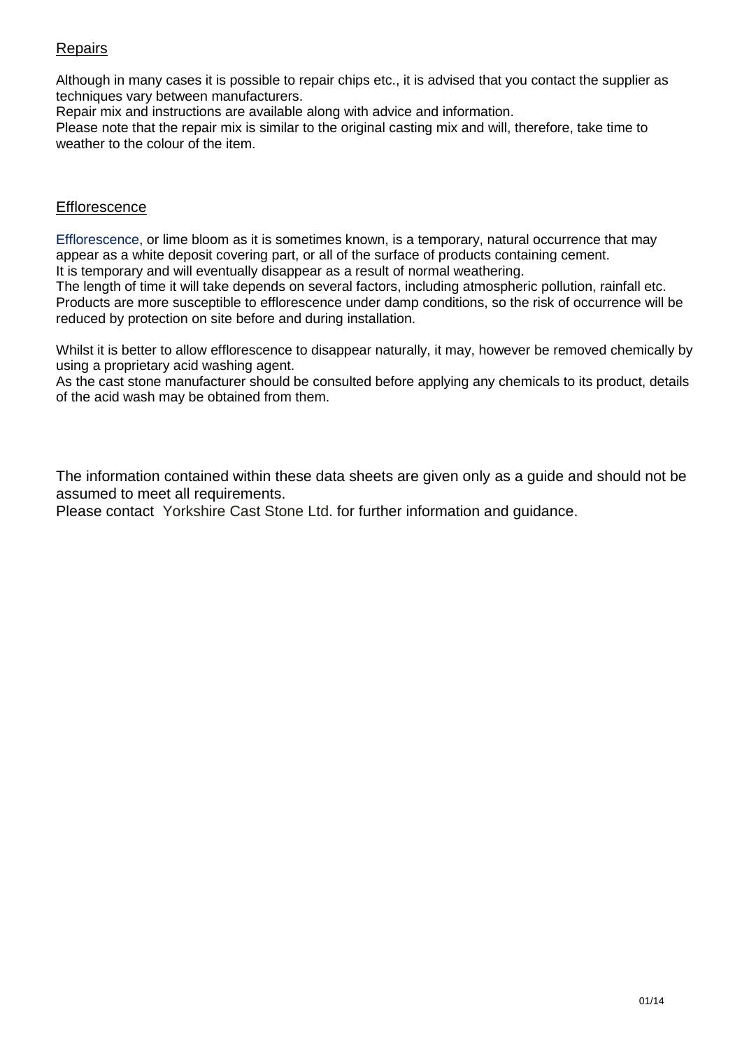## Repairs

Although in many cases it is possible to repair chips etc., it is advised that you contact the supplier as techniques vary between manufacturers.
Repair mix and instructions are available along with advice and information.
Please note that the repair mix is similar to the original casting mix and will, therefore, take time to weather to the colour of the item.

## Efflorescence

Efflorescence, or lime bloom as it is sometimes known, is a temporary, natural occurrence that may appear as a white deposit covering part, or all of the surface of products containing cement.
It is temporary and will eventually disappear as a result of normal weathering.
The length of time it will take depends on several factors, including atmospheric pollution, rainfall etc.
Products are more susceptible to efflorescence under damp conditions, so the risk of occurrence will be reduced by protection on site before and during installation.

Whilst it is better to allow efflorescence to disappear naturally, it may, however be removed chemically by using a proprietary acid washing agent.
As the cast stone manufacturer should be consulted before applying any chemicals to its product, details of the acid wash may be obtained from them.

The information contained within these data sheets are given only as a guide and should not be assumed to meet all requirements.
Please contact Yorkshire Cast Stone Ltd. for further information and guidance.

01/14